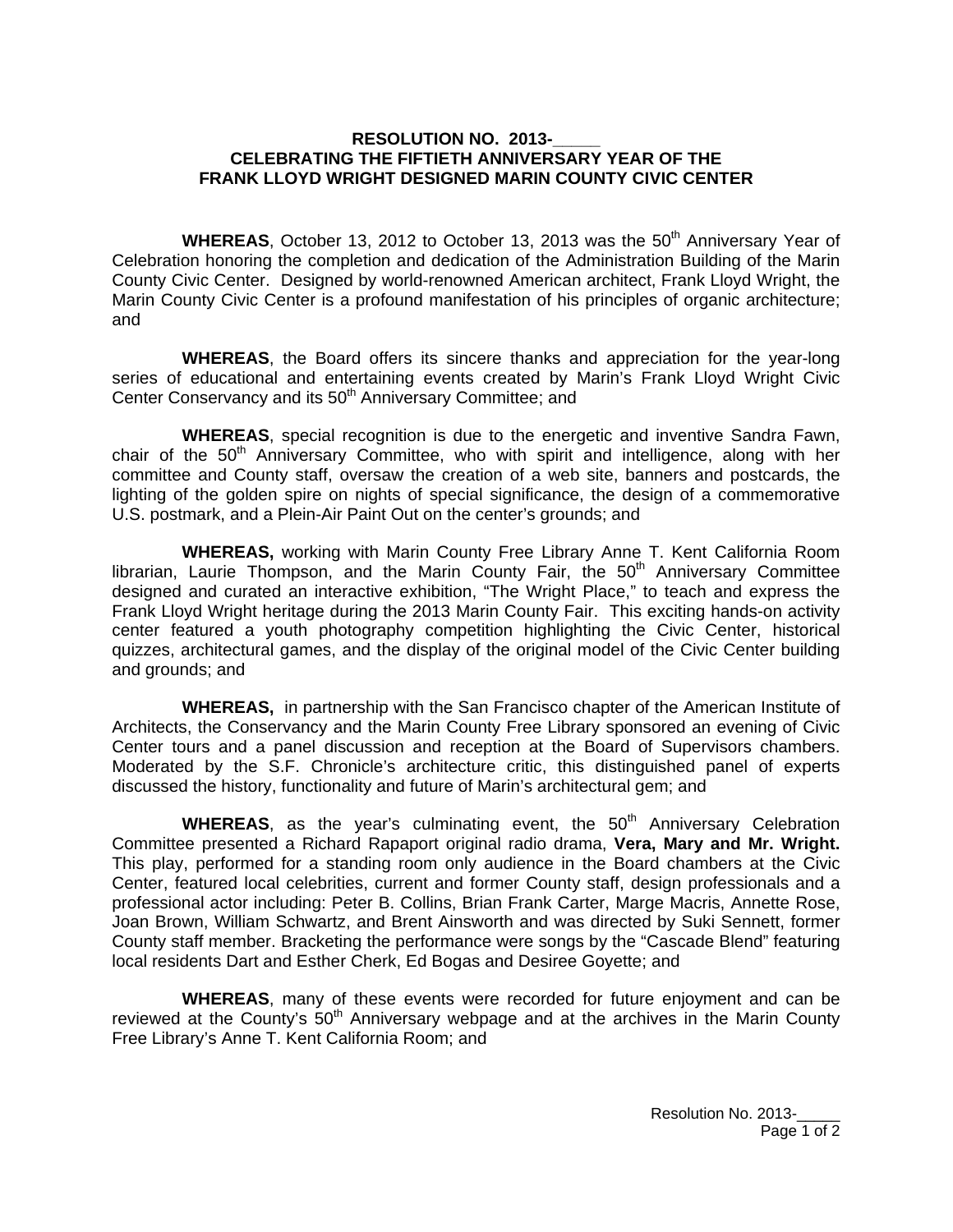**RESOLUTION NO. 2013-_____**
**CELEBRATING THE FIFTIETH ANNIVERSARY YEAR OF THE FRANK LLOYD WRIGHT DESIGNED MARIN COUNTY CIVIC CENTER**

**WHEREAS**, October 13, 2012 to October 13, 2013 was the 50th Anniversary Year of Celebration honoring the completion and dedication of the Administration Building of the Marin County Civic Center. Designed by world-renowned American architect, Frank Lloyd Wright, the Marin County Civic Center is a profound manifestation of his principles of organic architecture; and

**WHEREAS**, the Board offers its sincere thanks and appreciation for the year-long series of educational and entertaining events created by Marin's Frank Lloyd Wright Civic Center Conservancy and its 50th Anniversary Committee; and

**WHEREAS**, special recognition is due to the energetic and inventive Sandra Fawn, chair of the 50th Anniversary Committee, who with spirit and intelligence, along with her committee and County staff, oversaw the creation of a web site, banners and postcards, the lighting of the golden spire on nights of special significance, the design of a commemorative U.S. postmark, and a Plein-Air Paint Out on the center's grounds; and

**WHEREAS,** working with Marin County Free Library Anne T. Kent California Room librarian, Laurie Thompson, and the Marin County Fair, the 50th Anniversary Committee designed and curated an interactive exhibition, "The Wright Place," to teach and express the Frank Lloyd Wright heritage during the 2013 Marin County Fair. This exciting hands-on activity center featured a youth photography competition highlighting the Civic Center, historical quizzes, architectural games, and the display of the original model of the Civic Center building and grounds; and

**WHEREAS,** in partnership with the San Francisco chapter of the American Institute of Architects, the Conservancy and the Marin County Free Library sponsored an evening of Civic Center tours and a panel discussion and reception at the Board of Supervisors chambers. Moderated by the S.F. Chronicle's architecture critic, this distinguished panel of experts discussed the history, functionality and future of Marin's architectural gem; and

**WHEREAS**, as the year's culminating event, the 50th Anniversary Celebration Committee presented a Richard Rapaport original radio drama, **Vera, Mary and Mr. Wright.** This play, performed for a standing room only audience in the Board chambers at the Civic Center, featured local celebrities, current and former County staff, design professionals and a professional actor including: Peter B. Collins, Brian Frank Carter, Marge Macris, Annette Rose, Joan Brown, William Schwartz, and Brent Ainsworth and was directed by Suki Sennett, former County staff member. Bracketing the performance were songs by the "Cascade Blend" featuring local residents Dart and Esther Cherk, Ed Bogas and Desiree Goyette; and

**WHEREAS**, many of these events were recorded for future enjoyment and can be reviewed at the County's 50th Anniversary webpage and at the archives in the Marin County Free Library's Anne T. Kent California Room; and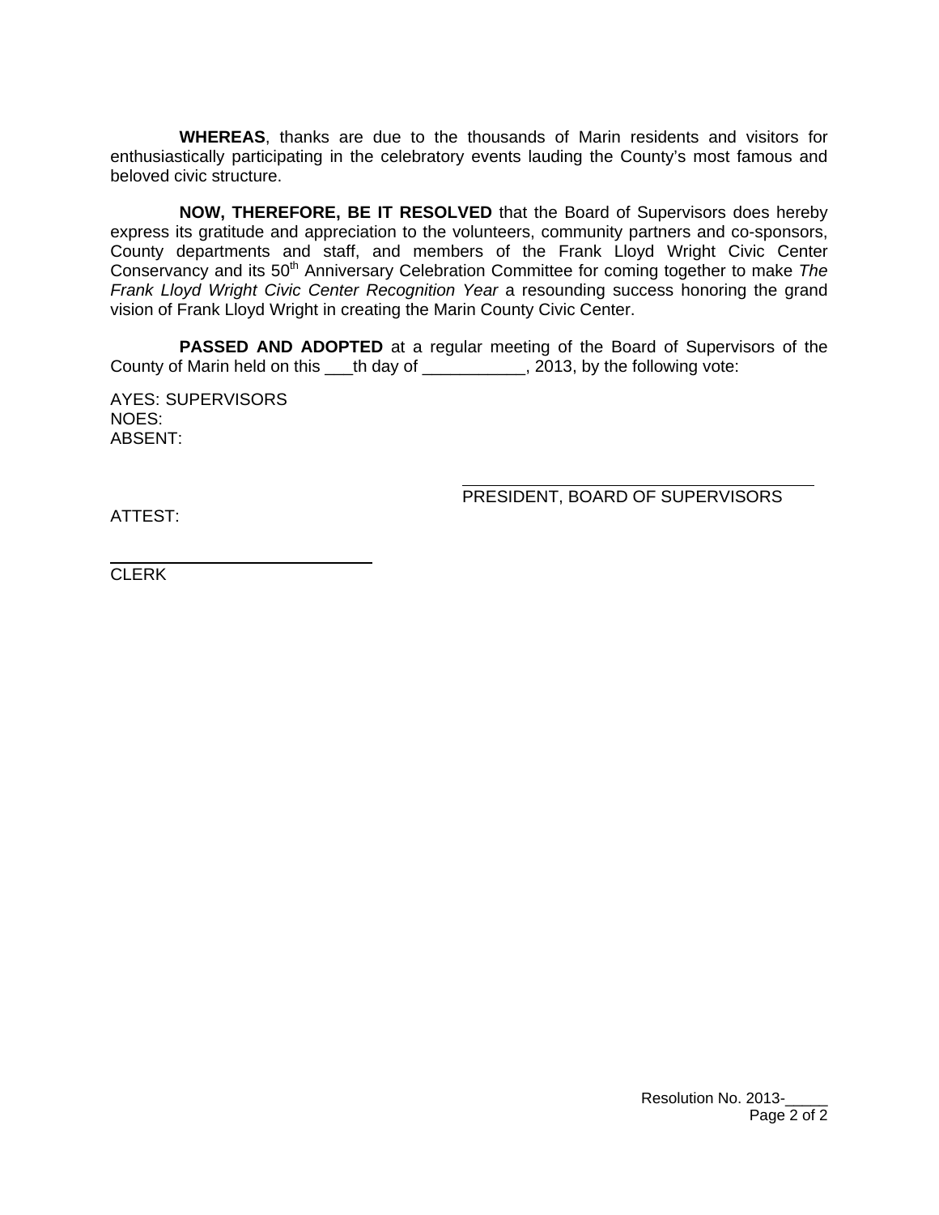**WHEREAS**, thanks are due to the thousands of Marin residents and visitors for enthusiastically participating in the celebratory events lauding the County's most famous and beloved civic structure.

**NOW, THEREFORE, BE IT RESOLVED** that the Board of Supervisors does hereby express its gratitude and appreciation to the volunteers, community partners and co-sponsors, County departments and staff, and members of the Frank Lloyd Wright Civic Center Conservancy and its 50th Anniversary Celebration Committee for coming together to make *The Frank Lloyd Wright Civic Center Recognition Year* a resounding success honoring the grand vision of Frank Lloyd Wright in creating the Marin County Civic Center.

**PASSED AND ADOPTED** at a regular meeting of the Board of Supervisors of the County of Marin held on this ___th day of ___________, 2013, by the following vote:

AYES: SUPERVISORS
NOES:
ABSENT:

______________________________________
PRESIDENT, BOARD OF SUPERVISORS

ATTEST:

______________________________
CLERK

Resolution No. 2013-_____